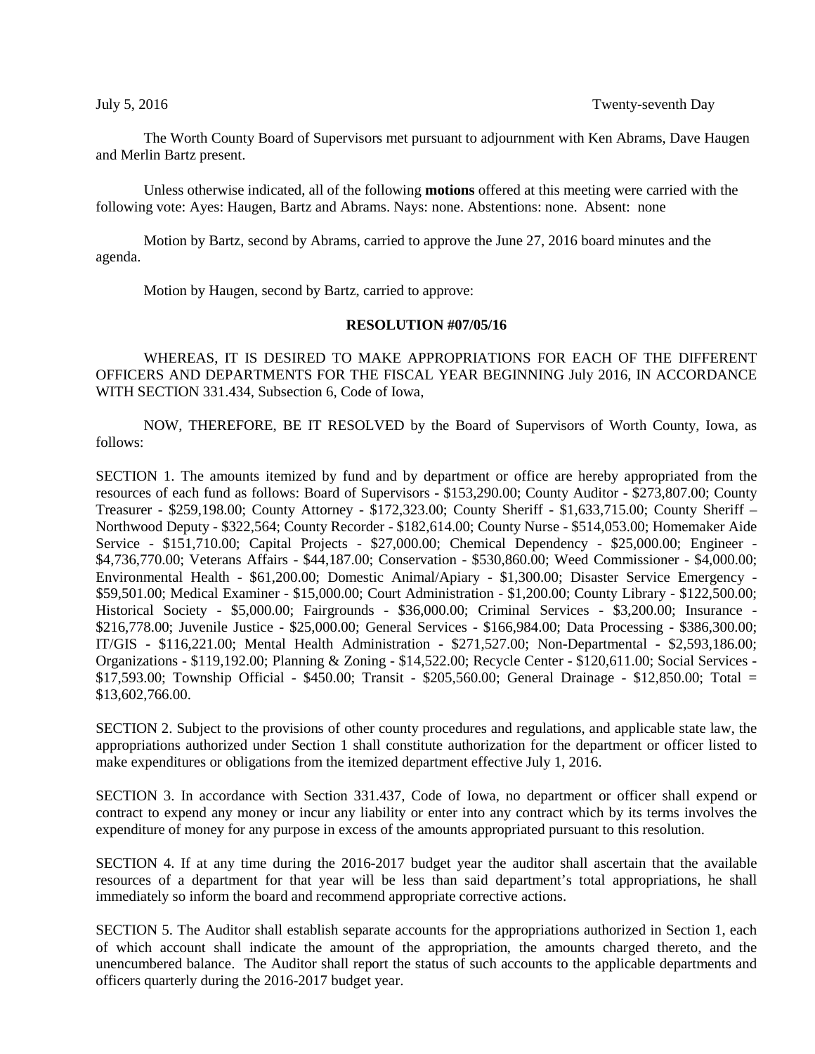July 5, 2016 Twenty-seventh Day

The Worth County Board of Supervisors met pursuant to adjournment with Ken Abrams, Dave Haugen and Merlin Bartz present.

Unless otherwise indicated, all of the following **motions** offered at this meeting were carried with the following vote: Ayes: Haugen, Bartz and Abrams. Nays: none. Abstentions: none. Absent: none

Motion by Bartz, second by Abrams, carried to approve the June 27, 2016 board minutes and the agenda.

Motion by Haugen, second by Bartz, carried to approve:

**RESOLUTION #07/05/16**

WHEREAS, IT IS DESIRED TO MAKE APPROPRIATIONS FOR EACH OF THE DIFFERENT OFFICERS AND DEPARTMENTS FOR THE FISCAL YEAR BEGINNING July 2016, IN ACCORDANCE WITH SECTION 331.434, Subsection 6, Code of Iowa,

NOW, THEREFORE, BE IT RESOLVED by the Board of Supervisors of Worth County, Iowa, as follows:

SECTION 1. The amounts itemized by fund and by department or office are hereby appropriated from the resources of each fund as follows: Board of Supervisors - $153,290.00; County Auditor - $273,807.00; County Treasurer - $259,198.00; County Attorney - $172,323.00; County Sheriff - $1,633,715.00; County Sheriff – Northwood Deputy - $322,564; County Recorder - $182,614.00; County Nurse - $514,053.00; Homemaker Aide Service - $151,710.00; Capital Projects - $27,000.00; Chemical Dependency - $25,000.00; Engineer - $4,736,770.00; Veterans Affairs - $44,187.00; Conservation - $530,860.00; Weed Commissioner - $4,000.00; Environmental Health - $61,200.00; Domestic Animal/Apiary - $1,300.00; Disaster Service Emergency - $59,501.00; Medical Examiner - $15,000.00; Court Administration - $1,200.00; County Library - $122,500.00; Historical Society - $5,000.00; Fairgrounds - $36,000.00; Criminal Services - $3,200.00; Insurance - $216,778.00; Juvenile Justice - $25,000.00; General Services - $166,984.00; Data Processing - $386,300.00; IT/GIS - $116,221.00; Mental Health Administration - $271,527.00; Non-Departmental - $2,593,186.00; Organizations - $119,192.00; Planning & Zoning - $14,522.00; Recycle Center - $120,611.00; Social Services - $17,593.00; Township Official - $450.00; Transit - $205,560.00; General Drainage - $12,850.00; Total = $13,602,766.00.

SECTION 2. Subject to the provisions of other county procedures and regulations, and applicable state law, the appropriations authorized under Section 1 shall constitute authorization for the department or officer listed to make expenditures or obligations from the itemized department effective July 1, 2016.

SECTION 3. In accordance with Section 331.437, Code of Iowa, no department or officer shall expend or contract to expend any money or incur any liability or enter into any contract which by its terms involves the expenditure of money for any purpose in excess of the amounts appropriated pursuant to this resolution.

SECTION 4. If at any time during the 2016-2017 budget year the auditor shall ascertain that the available resources of a department for that year will be less than said department's total appropriations, he shall immediately so inform the board and recommend appropriate corrective actions.

SECTION 5. The Auditor shall establish separate accounts for the appropriations authorized in Section 1, each of which account shall indicate the amount of the appropriation, the amounts charged thereto, and the unencumbered balance. The Auditor shall report the status of such accounts to the applicable departments and officers quarterly during the 2016-2017 budget year.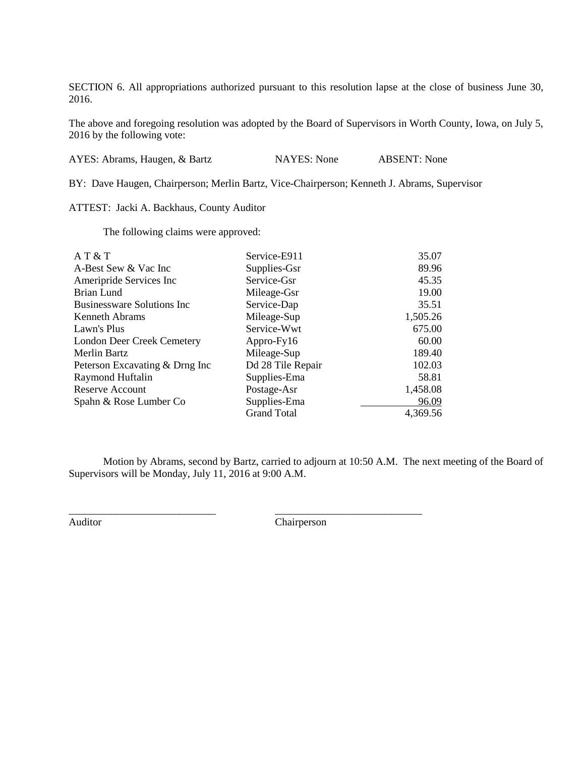SECTION 6. All appropriations authorized pursuant to this resolution lapse at the close of business June 30, 2016.

The above and foregoing resolution was adopted by the Board of Supervisors in Worth County, Iowa, on July 5, 2016 by the following vote:

AYES: Abrams, Haugen, & Bartz NAYES: None ABSENT: None

BY: Dave Haugen, Chairperson; Merlin Bartz, Vice-Chairperson; Kenneth J. Abrams, Supervisor

ATTEST: Jacki A. Backhaus, County Auditor

The following claims were approved:

| | | |
|---|---|---|
| A T & T | Service-E911 | 35.07 |
| A-Best Sew & Vac Inc | Supplies-Gsr | 89.96 |
| Ameripride Services Inc | Service-Gsr | 45.35 |
| Brian Lund | Mileage-Gsr | 19.00 |
| Businessware Solutions Inc | Service-Dap | 35.51 |
| Kenneth Abrams | Mileage-Sup | 1,505.26 |
| Lawn's Plus | Service-Wwt | 675.00 |
| London Deer Creek Cemetery | Appro-Fy16 | 60.00 |
| Merlin Bartz | Mileage-Sup | 189.40 |
| Peterson Excavating & Drng Inc | Dd 28 Tile Repair | 102.03 |
| Raymond Huftalin | Supplies-Ema | 58.81 |
| Reserve Account | Postage-Asr | 1,458.08 |
| Spahn & Rose Lumber Co | Supplies-Ema | 96.09 |
| | Grand Total | 4,369.56 |

Motion by Abrams, second by Bartz, carried to adjourn at 10:50 A.M. The next meeting of the Board of Supervisors will be Monday, July 11, 2016 at 9:00 A.M.

\_\_\_\_\_\_\_\_\_\_\_\_\_\_\_\_\_\_\_\_\_\_\_\_\_\_\_\_ \_\_\_\_\_\_\_\_\_\_\_\_\_\_\_\_\_\_\_\_\_\_\_\_\_\_\_\_

Auditor Chairperson